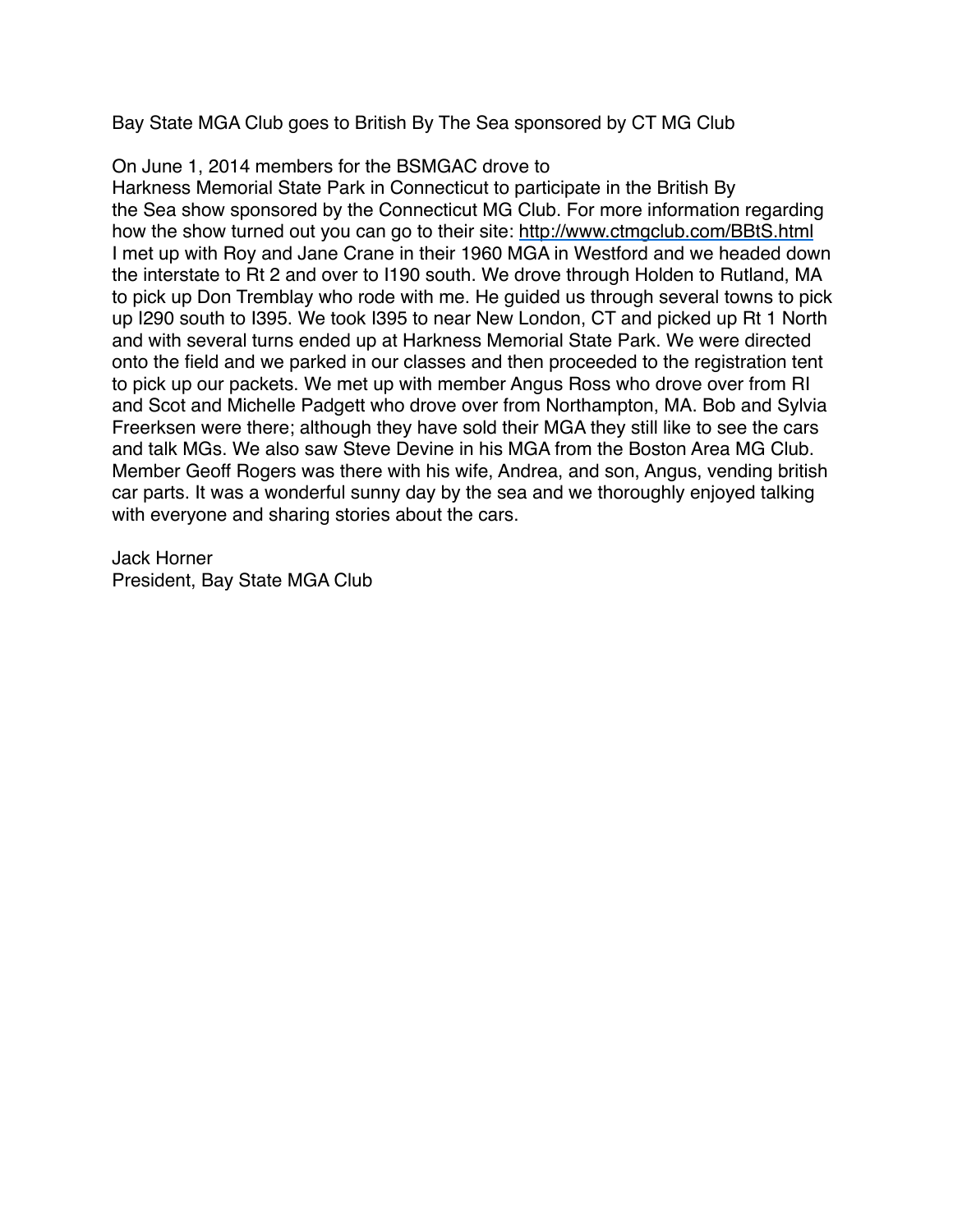Bay State MGA Club goes to British By The Sea sponsored by CT MG Club

On June 1, 2014 members for the BSMGAC drove to Harkness Memorial State Park in Connecticut to participate in the British By the Sea show sponsored by the Connecticut MG Club. For more information regarding how the show turned out you can go to their site: [http://www.ctmgclub.com/BBtS.html](http://www.ctmgclub.com/BBtS.html)
I met up with Roy and Jane Crane in their 1960 MGA in Westford and we headed down the interstate to Rt 2 and over to I190 south. We drove through Holden to Rutland, MA to pick up Don Tremblay who rode with me. He guided us through several towns to pick up I290 south to I395. We took I395 to near New London, CT and picked up Rt 1 North and with several turns ended up at Harkness Memorial State Park. We were directed onto the field and we parked in our classes and then proceeded to the registration tent to pick up our packets. We met up with member Angus Ross who drove over from RI and Scot and Michelle Padgett who drove over from Northampton, MA. Bob and Sylvia Freerksen were there; although they have sold their MGA they still like to see the cars and talk MGs. We also saw Steve Devine in his MGA from the Boston Area MG Club. Member Geoff Rogers was there with his wife, Andrea, and son, Angus, vending british car parts. It was a wonderful sunny day by the sea and we thoroughly enjoyed talking with everyone and sharing stories about the cars.

Jack Horner
President, Bay State MGA Club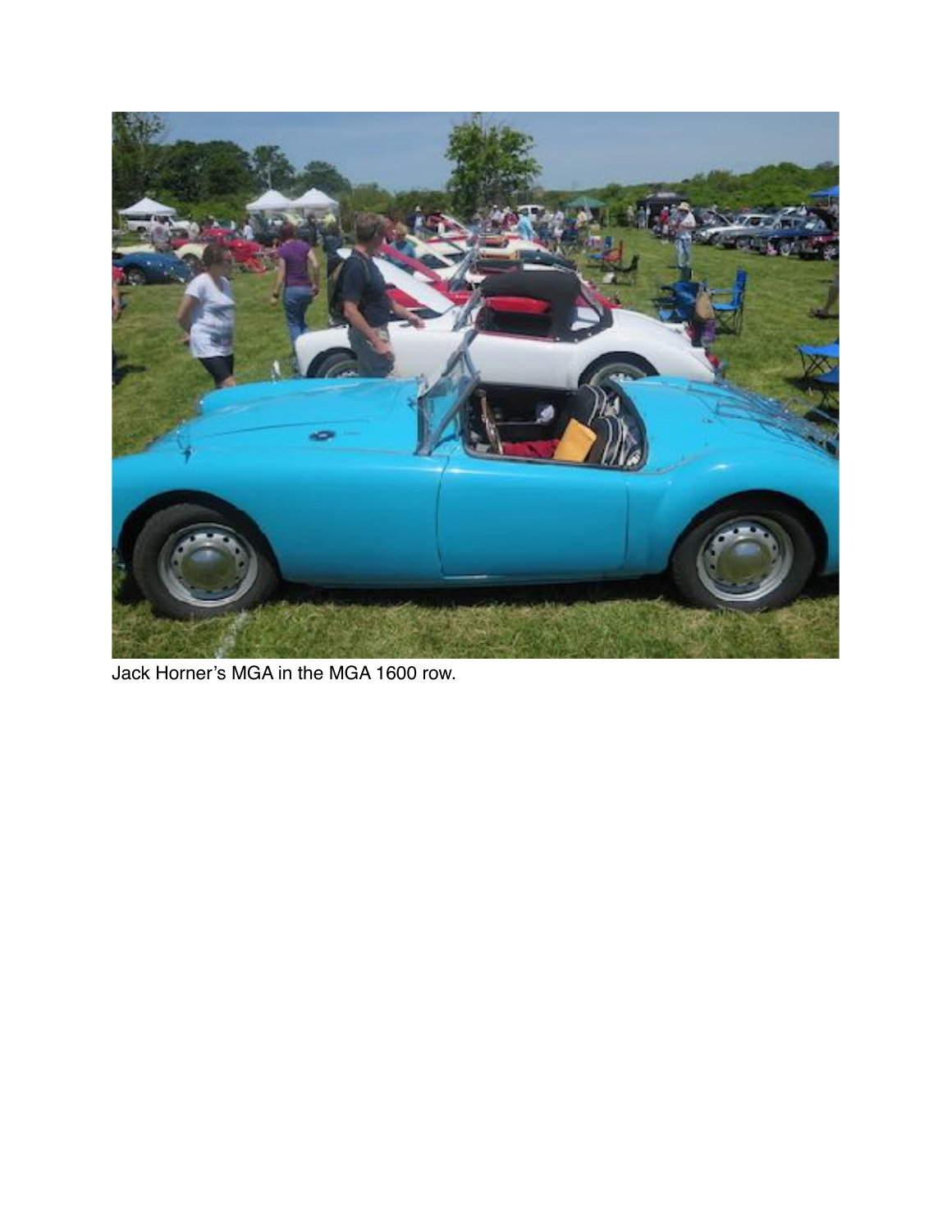Jack Horner's MGA in the MGA 1600 row.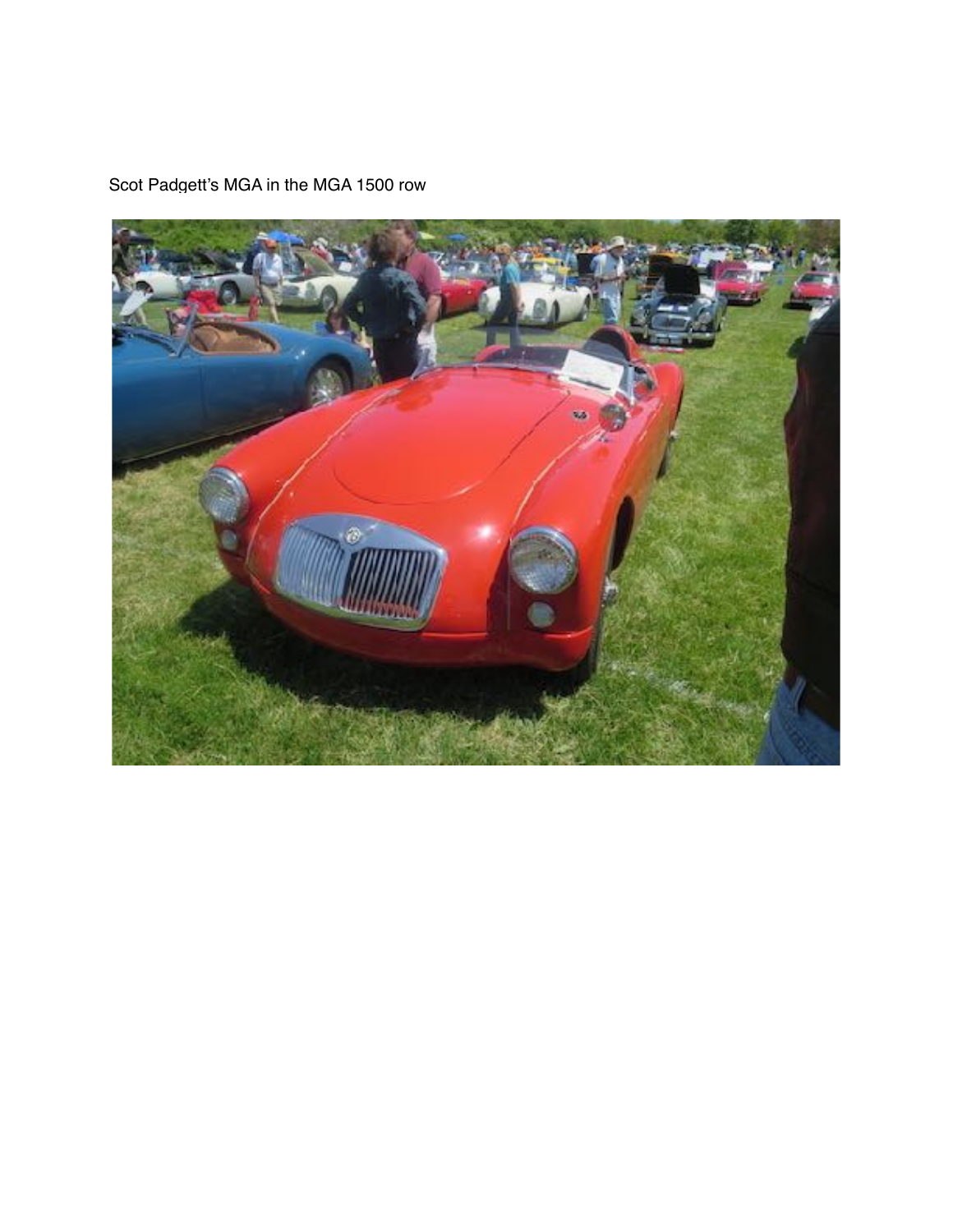Scot Padgett's MGA in the MGA 1500 row